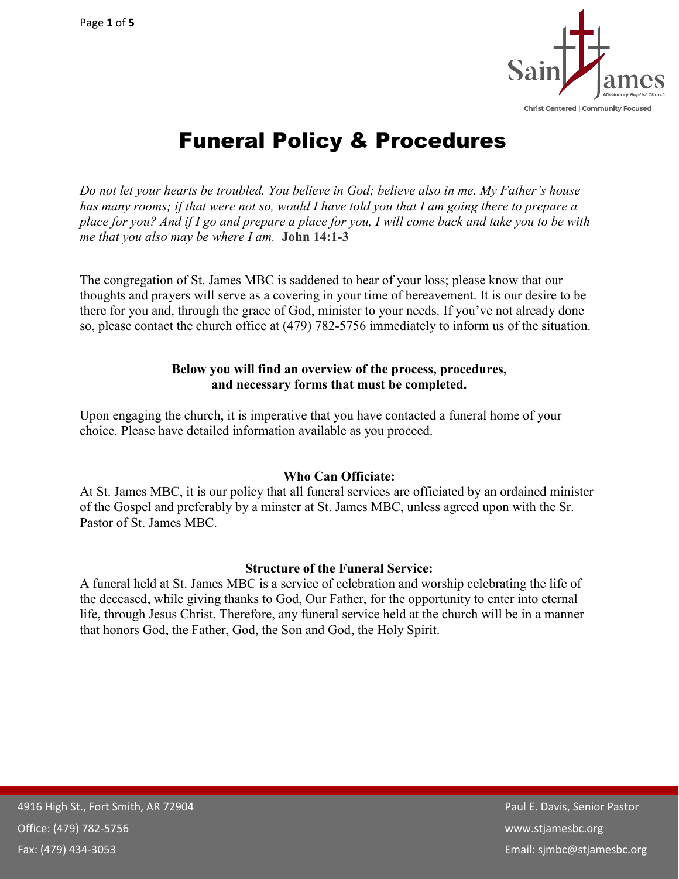# Funeral Policy & Procedures

*Do not let your hearts be troubled. You believe in God; believe also in me. My Father's house has many rooms; if that were not so, would I have told you that I am going there to prepare a place for you? And if I go and prepare a place for you, I will come back and take you to be with me that you also may be where I am.* **John 14:1-3**

The congregation of St. James MBC is saddened to hear of your loss; please know that our thoughts and prayers will serve as a covering in your time of bereavement. It is our desire to be there for you and, through the grace of God, minister to your needs. If you've not already done so, please contact the church office at (479) 782-5756 immediately to inform us of the situation.

**Below you will find an overview of the process, procedures, and necessary forms that must be completed.**

Upon engaging the church, it is imperative that you have contacted a funeral home of your choice. Please have detailed information available as you proceed.

**Who Can Officiate:**

At St. James MBC, it is our policy that all funeral services are officiated by an ordained minister of the Gospel and preferably by a minster at St. James MBC, unless agreed upon with the Sr. Pastor of St. James MBC.

**Structure of the Funeral Service:**

A funeral held at St. James MBC is a service of celebration and worship celebrating the life of the deceased, while giving thanks to God, Our Father, for the opportunity to enter into eternal life, through Jesus Christ. Therefore, any funeral service held at the church will be in a manner that honors God, the Father, God, the Son and God, the Holy Spirit.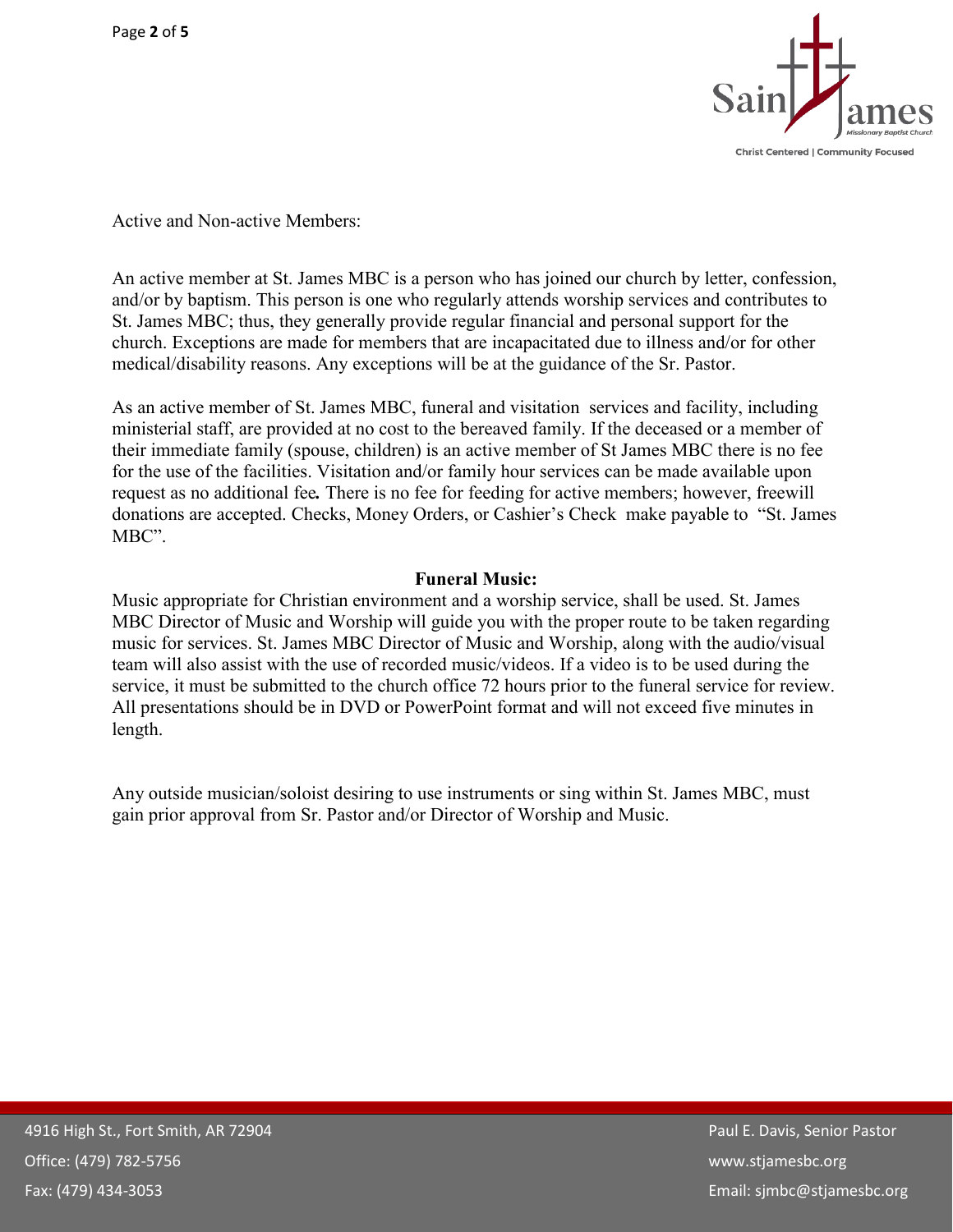Active and Non-active Members:

An active member at St. James MBC is a person who has joined our church by letter, confession, and/or by baptism. This person is one who regularly attends worship services and contributes to St. James MBC; thus, they generally provide regular financial and personal support for the church. Exceptions are made for members that are incapacitated due to illness and/or for other medical/disability reasons. Any exceptions will be at the guidance of the Sr. Pastor.

As an active member of St. James MBC, funeral and visitation services and facility, including ministerial staff, are provided at no cost to the bereaved family. If the deceased or a member of their immediate family (spouse, children) is an active member of St James MBC there is no fee for the use of the facilities. Visitation and/or family hour services can be made available upon request as no additional fee. There is no fee for feeding for active members; however, freewill donations are accepted. Checks, Money Orders, or Cashier's Check make payable to "St. James MBC".

**Funeral Music:**

Music appropriate for Christian environment and a worship service, shall be used. St. James MBC Director of Music and Worship will guide you with the proper route to be taken regarding music for services. St. James MBC Director of Music and Worship, along with the audio/visual team will also assist with the use of recorded music/videos. If a video is to be used during the service, it must be submitted to the church office 72 hours prior to the funeral service for review. All presentations should be in DVD or PowerPoint format and will not exceed five minutes in length.

Any outside musician/soloist desiring to use instruments or sing within St. James MBC, must gain prior approval from Sr. Pastor and/or Director of Worship and Music.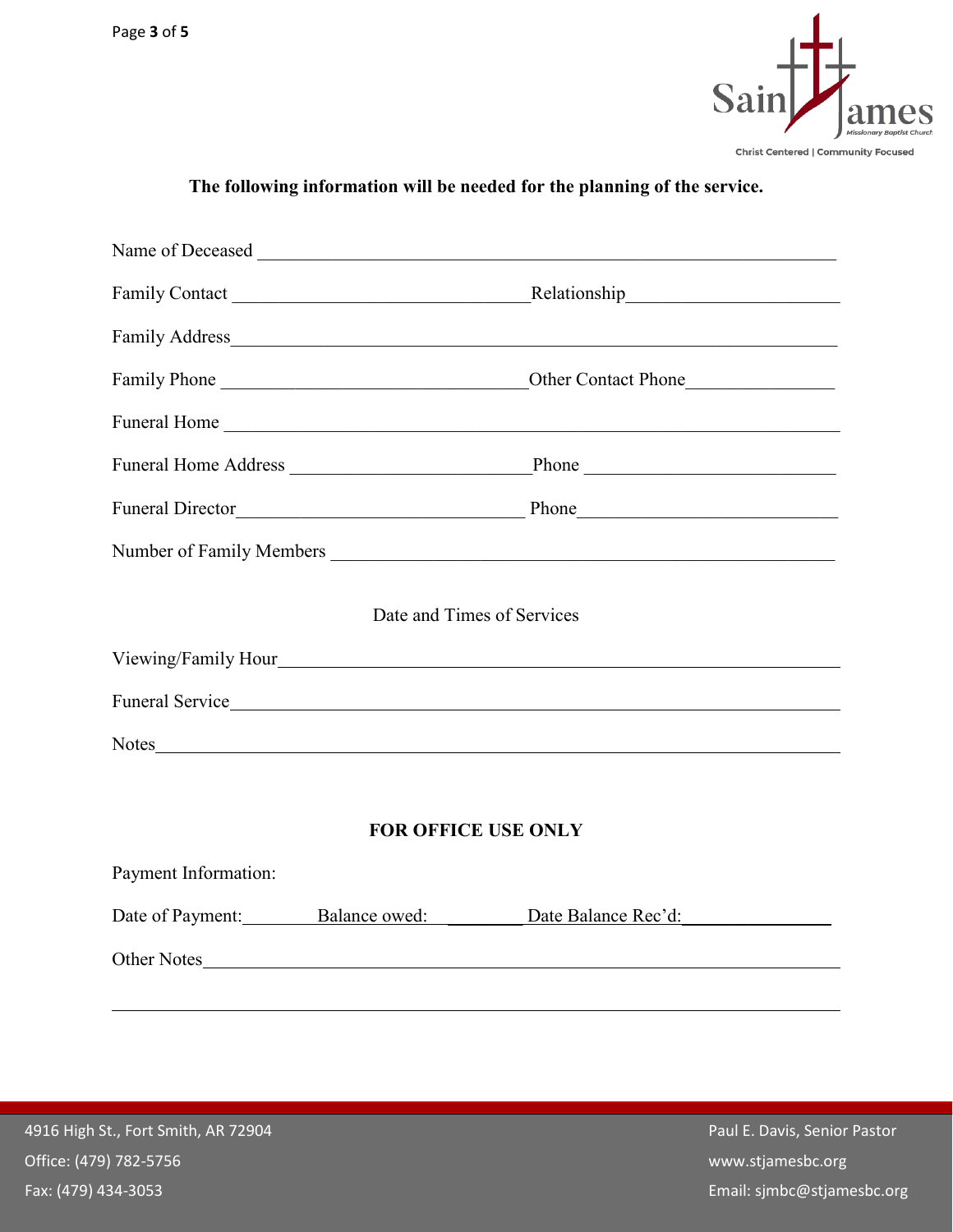**The following information will be needed for the planning of the service.**

Name of Deceased ______________________________________________________________

Family Contact ______________________________ Relationship ______________________

Family Address _________________________________________________________________

Family Phone ______________________________ Other Contact Phone ________________

Funeral Home __________________________________________________________________

Funeral Home Address ________________________ Phone __________________________

Funeral Director ____________________________ Phone __________________________

Number of Family Members ______________________________________________________

Date and Times of Services

Viewing/Family Hour ____________________________________________________________

Funeral Service ________________________________________________________________

Notes ________________________________________________________________________

**FOR OFFICE USE ONLY**

Payment Information:

Date of Payment: ________ Balance owed: ________ Date Balance Rec'd: ________________

Other Notes ___________________________________________________________________

_____________________________________________________________________________

4916 High St., Fort Smith, AR 72904
Office: (479) 782-5756
Fax: (479) 434-3053

Paul E. Davis, Senior Pastor
www.stjamesbc.org
Email: sjmbc@stjamesbc.org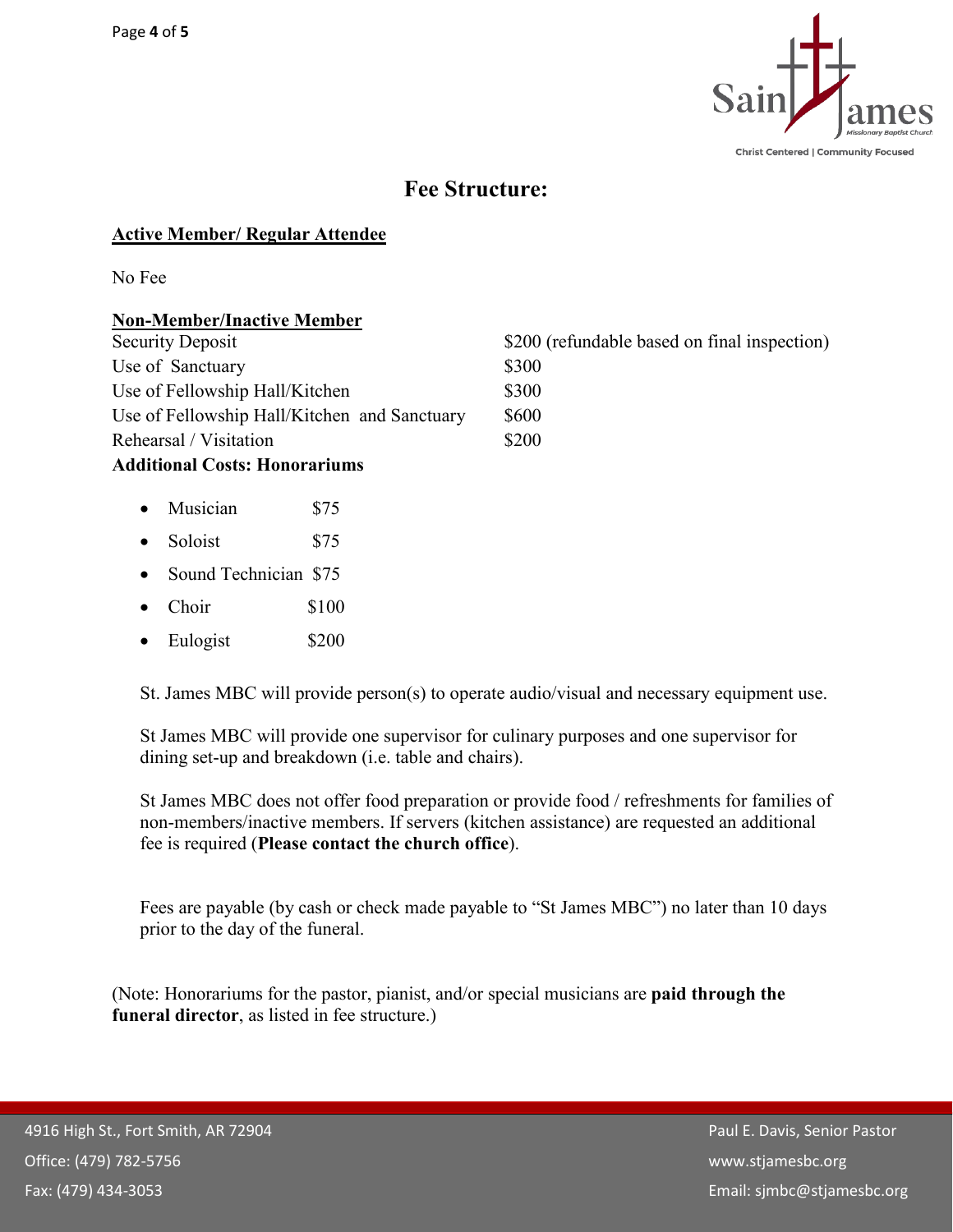## Fee Structure:

**Active Member/ Regular Attendee**

No Fee

**Non-Member/Inactive Member**

| | |
|---|---|
| Security Deposit | $200 (refundable based on final inspection) |
| Use of Sanctuary | $300 |
| Use of Fellowship Hall/Kitchen | $300 |
| Use of Fellowship Hall/Kitchen and Sanctuary | $600 |
| Rehearsal / Visitation | $200 |

**Additional Costs: Honorariums**

- Musician $75
- Soloist $75
- Sound Technician $75
- Choir $100
- Eulogist $200

St. James MBC will provide person(s) to operate audio/visual and necessary equipment use.

St James MBC will provide one supervisor for culinary purposes and one supervisor for dining set-up and breakdown (i.e. table and chairs).

St James MBC does not offer food preparation or provide food / refreshments for families of non-members/inactive members. If servers (kitchen assistance) are requested an additional fee is required (**Please contact the church office**).

Fees are payable (by cash or check made payable to "St James MBC") no later than 10 days prior to the day of the funeral.

(Note: Honorariums for the pastor, pianist, and/or special musicians are **paid through the funeral director**, as listed in fee structure.)

4916 High St., Fort Smith, AR 72904
Office: (479) 782-5756
Fax: (479) 434-3053

Paul E. Davis, Senior Pastor
www.stjamesbc.org
Email: sjmbc@stjamesbc.org